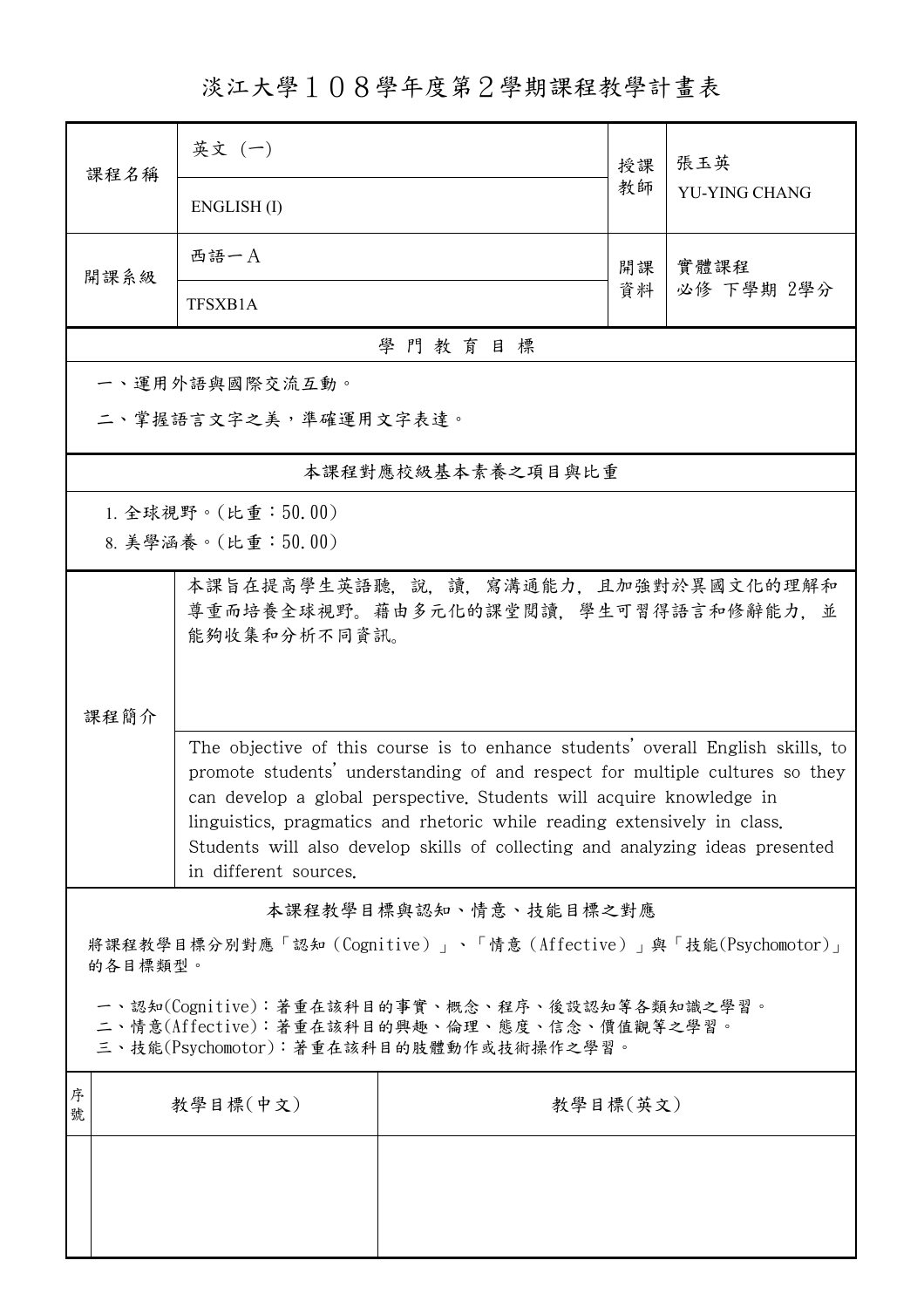# 淡江大學１０８學年度第２學期課程教學計畫表

| 課程名稱 | 英文 (一) | 授課教師 | 張玉英 |
|---|---|---|---|
| | ENGLISH (I) | | YU-YING CHANG |
| 開課系級 | 西語一Ａ | 開課資料 | 實體課程<br>必修 下學期 2學分 |
| | TFSXB1A | | |

## 學 門 教 育 目 標

一、運用外語與國際交流互動。

二、掌握語言文字之美，準確運用文字表達。

## 本課程對應校級基本素養之項目與比重

1. 全球視野。(比重：50.00)
8. 美學涵養。(比重：50.00)

## 課程簡介

本課旨在提高學生英語聽, 說, 讀, 寫溝通能力, 且加強對於異國文化的理解和尊重而培養全球視野。藉由多元化的課堂閱讀, 學生可習得語言和修辭能力, 並能夠收集和分析不同資訊。

The objective of this course is to enhance students' overall English skills, to promote students' understanding of and respect for multiple cultures so they can develop a global perspective. Students will acquire knowledge in linguistics, pragmatics and rhetoric while reading extensively in class. Students will also develop skills of collecting and analyzing ideas presented in different sources.

## 本課程教學目標與認知、情意、技能目標之對應

將課程教學目標分別對應「認知（Cognitive）」、「情意（Affective）」與「技能(Psychomotor)」的各目標類型。

一、認知(Cognitive)：著重在該科目的事實、概念、程序、後設認知等各類知識之學習。
二、情意(Affective)：著重在該科目的興趣、倫理、態度、信念、價值觀等之學習。
三、技能(Psychomotor)：著重在該科目的肢體動作或技術操作之學習。

| 序號 | 教學目標(中文) | 教學目標(英文) |
|---|---|---|
| | | |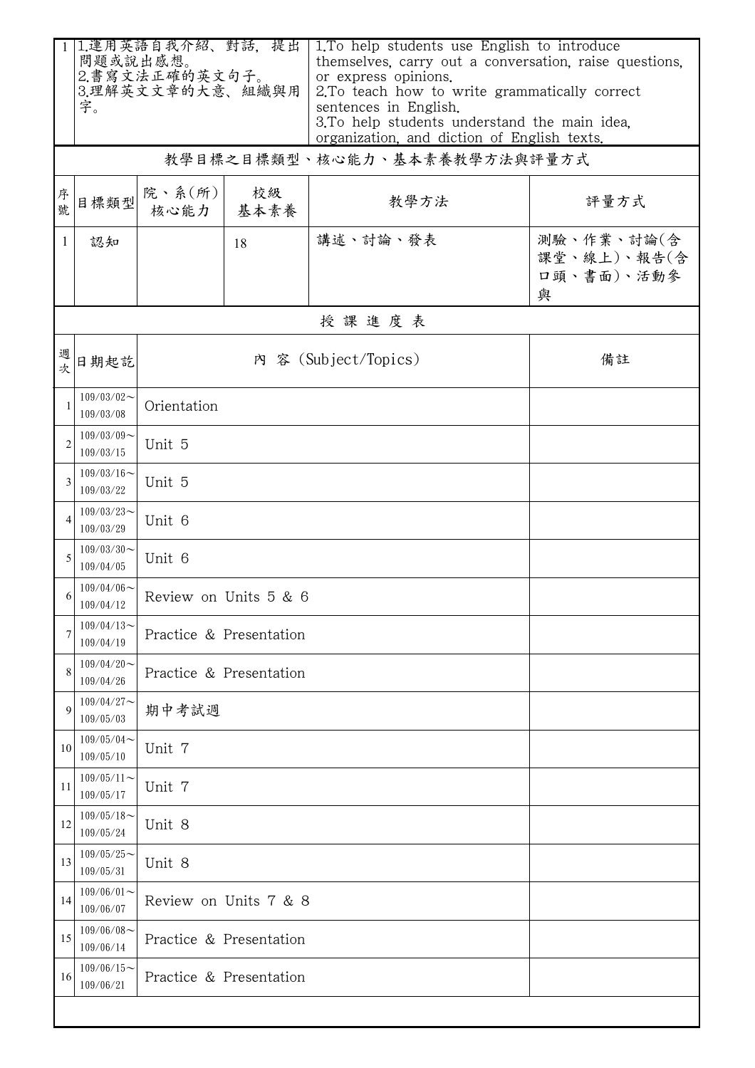| 1 | 1.運用英語自我介紹、對話, 提出問題或說出感想。<br>2.書寫文法正確的英文句子。<br>3.理解英文文章的大意、組織與用字。 | 1.To help students use English to introduce themselves, carry out a conversation, raise questions, or express opinions.<br>2.To teach how to write grammatically correct sentences in English.<br>3.To help students understand the main idea, organization, and diction of English texts. |
|---|---|---|

## 教學目標之目標類型、核心能力、基本素養教學方法與評量方式

| 序號 | 目標類型 | 院、系(所)核心能力 | 校級基本素養 | 教學方法 | 評量方式 |
|---|---|---|---|---|---|
| 1 | 認知 | | 18 | 講述、討論、發表 | 測驗、作業、討論(含課堂、線上)、報告(含口頭、書面)、活動參與 |

## 授 課 進 度 表

| 週次 | 日期起訖 | 內 容 (Subject/Topics) | 備註 |
|---|---|---|---|
| 1 | 109/03/02～109/03/08 | Orientation | |
| 2 | 109/03/09～109/03/15 | Unit 5 | |
| 3 | 109/03/16～109/03/22 | Unit 5 | |
| 4 | 109/03/23～109/03/29 | Unit 6 | |
| 5 | 109/03/30～109/04/05 | Unit 6 | |
| 6 | 109/04/06～109/04/12 | Review on Units 5 & 6 | |
| 7 | 109/04/13～109/04/19 | Practice & Presentation | |
| 8 | 109/04/20～109/04/26 | Practice & Presentation | |
| 9 | 109/04/27～109/05/03 | 期中考試週 | |
| 10 | 109/05/04～109/05/10 | Unit 7 | |
| 11 | 109/05/11～109/05/17 | Unit 7 | |
| 12 | 109/05/18～109/05/24 | Unit 8 | |
| 13 | 109/05/25～109/05/31 | Unit 8 | |
| 14 | 109/06/01～109/06/07 | Review on Units 7 & 8 | |
| 15 | 109/06/08～109/06/14 | Practice & Presentation | |
| 16 | 109/06/15～109/06/21 | Practice & Presentation | |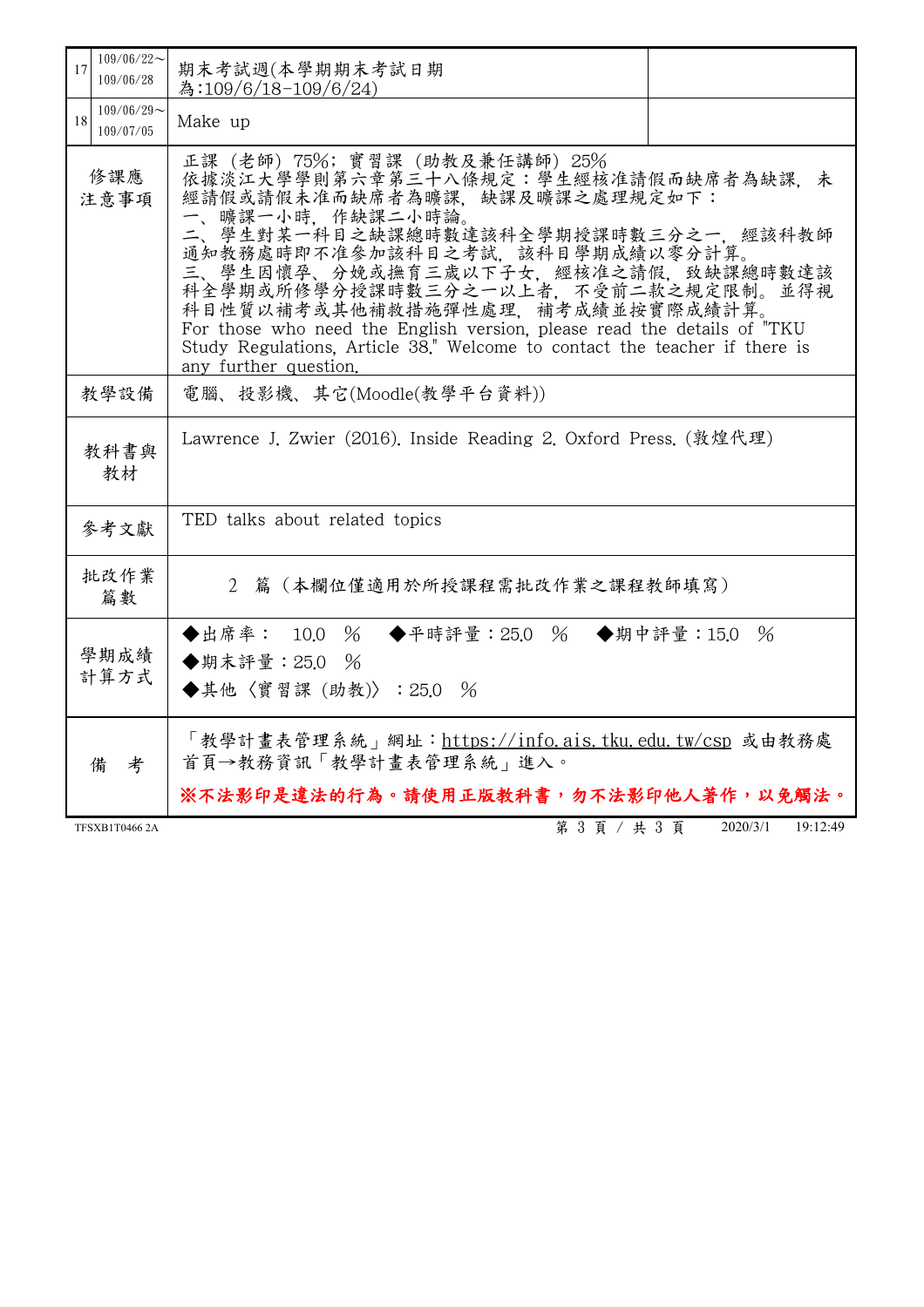| | | | |
|---|---|---|---|
| 17 | 109/06/22～<br>109/06/28 | 期末考試週(本學期期末考試日期為:109/6/18-109/6/24) | |
| 18 | 109/06/29～<br>109/07/05 | Make up | |
| 修課應注意事項 | | 正課（老師）75%；實習課（助教及兼任講師）25%<br>依據淡江大學學則第六章第三十八條規定：學生經核准請假而缺席者為缺課，未經請假或請假未准而缺席者為曠課，缺課及曠課之處理規定如下：<br>一、曠課一小時，作缺課二小時論。<br>二、學生對某一科目之缺課總時數達該科全學期授課時數三分之一，經該科教師通知教務處時即不准參加該科目之考試，該科目學期成績以零分計算。<br>三、學生因懷孕、分娩或撫育三歲以下子女，經核准之請假，致缺課總時數達該科全學期或所修學分授課時數三分之一以上者，不受前二款之規定限制。並得視科目性質以補考或其他補救措施彈性處理，補考成績並按實際成績計算。<br>For those who need the English version, please read the details of "TKU Study Regulations, Article 38." Welcome to contact the teacher if there is any further question. | |
| 教學設備 | | 電腦、投影機、其它(Moodle(教學平台資料)) | |
| 教科書與教材 | | Lawrence J. Zwier (2016). Inside Reading 2. Oxford Press. (敦煌代理) | |
| 參考文獻 | | TED talks about related topics | |
| 批改作業篇數 | | 2 篇（本欄位僅適用於所授課程需批改作業之課程教師填寫） | |
| 學期成績計算方式 | | ◆出席率： 10.0 %　◆平時評量：25.0 %　◆期中評量：15.0 %<br>◆期末評量：25.0 %<br>◆其他〈實習課（助教)〉：25.0 % | |
| 備　考 | | 「教學計畫表管理系統」網址：https://info.ais.tku.edu.tw/csp 或由教務處首頁→教務資訊「教學計畫表管理系統」進入。<br>**※不法影印是違法的行為。請使用正版教科書，勿不法影印他人著作，以免觸法。** | |

TFSXB1T0466 2A　2020/3/1　19:12:49